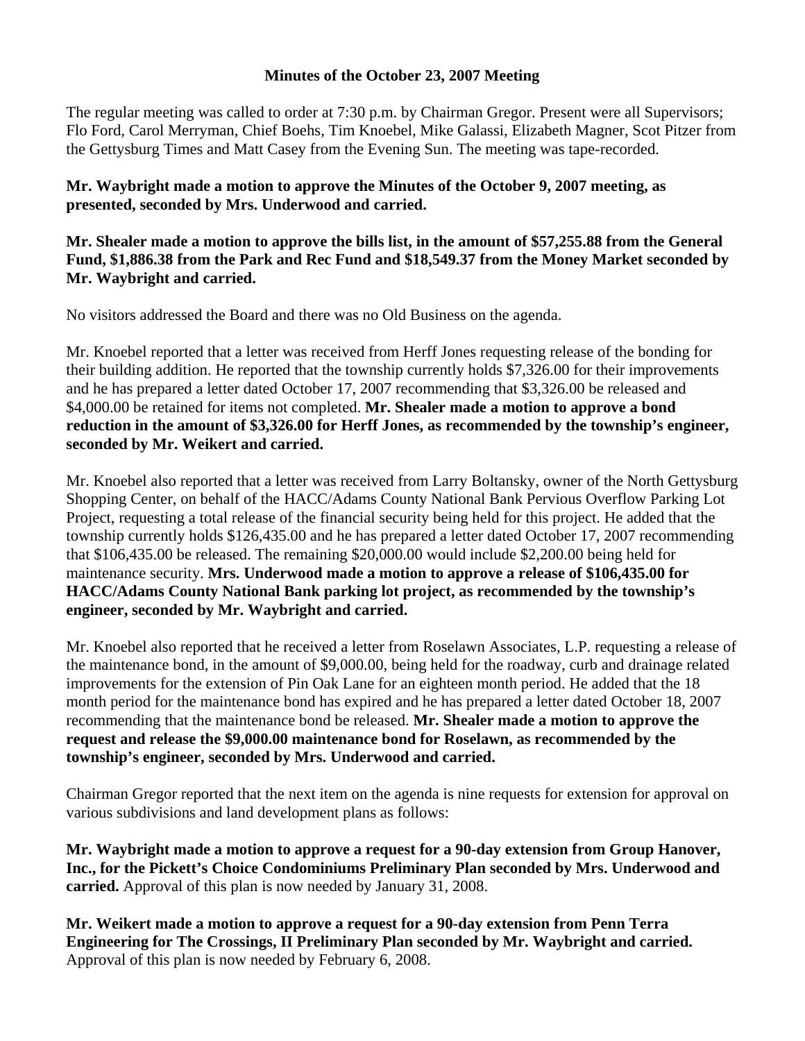**Minutes of the October 23, 2007 Meeting**

The regular meeting was called to order at 7:30 p.m. by Chairman Gregor. Present were all Supervisors; Flo Ford, Carol Merryman, Chief Boehs, Tim Knoebel, Mike Galassi, Elizabeth Magner, Scot Pitzer from the Gettysburg Times and Matt Casey from the Evening Sun. The meeting was tape-recorded.

**Mr. Waybright made a motion to approve the Minutes of the October 9, 2007 meeting, as presented, seconded by Mrs. Underwood and carried.**

**Mr. Shealer made a motion to approve the bills list, in the amount of $57,255.88 from the General Fund, $1,886.38 from the Park and Rec Fund and $18,549.37 from the Money Market seconded by Mr. Waybright and carried.**

No visitors addressed the Board and there was no Old Business on the agenda.

Mr. Knoebel reported that a letter was received from Herff Jones requesting release of the bonding for their building addition. He reported that the township currently holds $7,326.00 for their improvements and he has prepared a letter dated October 17, 2007 recommending that $3,326.00 be released and $4,000.00 be retained for items not completed. **Mr. Shealer made a motion to approve a bond reduction in the amount of $3,326.00 for Herff Jones, as recommended by the township's engineer, seconded by Mr. Weikert and carried.**

Mr. Knoebel also reported that a letter was received from Larry Boltansky, owner of the North Gettysburg Shopping Center, on behalf of the HACC/Adams County National Bank Pervious Overflow Parking Lot Project, requesting a total release of the financial security being held for this project. He added that the township currently holds $126,435.00 and he has prepared a letter dated October 17, 2007 recommending that $106,435.00 be released. The remaining $20,000.00 would include $2,200.00 being held for maintenance security. **Mrs. Underwood made a motion to approve a release of $106,435.00 for HACC/Adams County National Bank parking lot project, as recommended by the township's engineer, seconded by Mr. Waybright and carried.**

Mr. Knoebel also reported that he received a letter from Roselawn Associates, L.P. requesting a release of the maintenance bond, in the amount of $9,000.00, being held for the roadway, curb and drainage related improvements for the extension of Pin Oak Lane for an eighteen month period. He added that the 18 month period for the maintenance bond has expired and he has prepared a letter dated October 18, 2007 recommending that the maintenance bond be released. **Mr. Shealer made a motion to approve the request and release the $9,000.00 maintenance bond for Roselawn, as recommended by the township's engineer, seconded by Mrs. Underwood and carried.**

Chairman Gregor reported that the next item on the agenda is nine requests for extension for approval on various subdivisions and land development plans as follows:

**Mr. Waybright made a motion to approve a request for a 90-day extension from Group Hanover, Inc., for the Pickett's Choice Condominiums Preliminary Plan seconded by Mrs. Underwood and carried.** Approval of this plan is now needed by January 31, 2008.

**Mr. Weikert made a motion to approve a request for a 90-day extension from Penn Terra Engineering for The Crossings, II Preliminary Plan seconded by Mr. Waybright and carried.** Approval of this plan is now needed by February 6, 2008.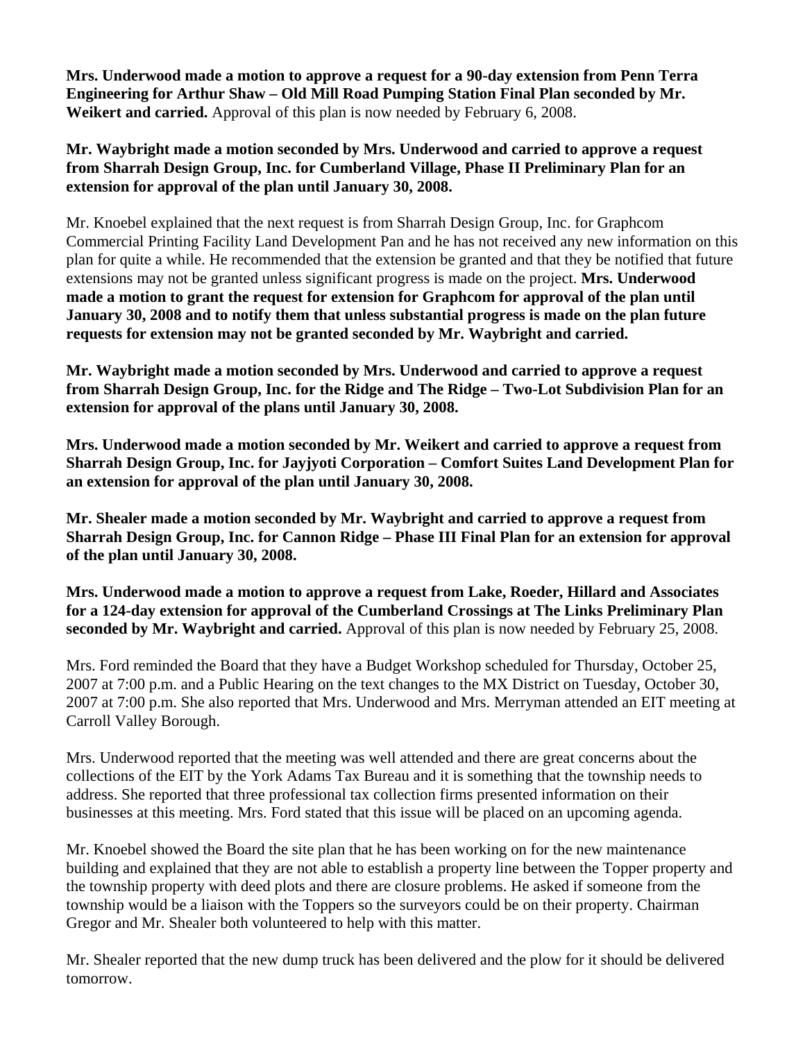**Mrs. Underwood made a motion to approve a request for a 90-day extension from Penn Terra Engineering for Arthur Shaw – Old Mill Road Pumping Station Final Plan seconded by Mr. Weikert and carried.** Approval of this plan is now needed by February 6, 2008.

**Mr. Waybright made a motion seconded by Mrs. Underwood and carried to approve a request from Sharrah Design Group, Inc. for Cumberland Village, Phase II Preliminary Plan for an extension for approval of the plan until January 30, 2008.**

Mr. Knoebel explained that the next request is from Sharrah Design Group, Inc. for Graphcom Commercial Printing Facility Land Development Pan and he has not received any new information on this plan for quite a while. He recommended that the extension be granted and that they be notified that future extensions may not be granted unless significant progress is made on the project. **Mrs. Underwood made a motion to grant the request for extension for Graphcom for approval of the plan until January 30, 2008 and to notify them that unless substantial progress is made on the plan future requests for extension may not be granted seconded by Mr. Waybright and carried.**

**Mr. Waybright made a motion seconded by Mrs. Underwood and carried to approve a request from Sharrah Design Group, Inc. for the Ridge and The Ridge – Two-Lot Subdivision Plan for an extension for approval of the plans until January 30, 2008.**

**Mrs. Underwood made a motion seconded by Mr. Weikert and carried to approve a request from Sharrah Design Group, Inc. for Jayjyoti Corporation – Comfort Suites Land Development Plan for an extension for approval of the plan until January 30, 2008.**

**Mr. Shealer made a motion seconded by Mr. Waybright and carried to approve a request from Sharrah Design Group, Inc. for Cannon Ridge – Phase III Final Plan for an extension for approval of the plan until January 30, 2008.**

**Mrs. Underwood made a motion to approve a request from Lake, Roeder, Hillard and Associates for a 124-day extension for approval of the Cumberland Crossings at The Links Preliminary Plan seconded by Mr. Waybright and carried.** Approval of this plan is now needed by February 25, 2008.

Mrs. Ford reminded the Board that they have a Budget Workshop scheduled for Thursday, October 25, 2007 at 7:00 p.m. and a Public Hearing on the text changes to the MX District on Tuesday, October 30, 2007 at 7:00 p.m. She also reported that Mrs. Underwood and Mrs. Merryman attended an EIT meeting at Carroll Valley Borough.

Mrs. Underwood reported that the meeting was well attended and there are great concerns about the collections of the EIT by the York Adams Tax Bureau and it is something that the township needs to address. She reported that three professional tax collection firms presented information on their businesses at this meeting. Mrs. Ford stated that this issue will be placed on an upcoming agenda.

Mr. Knoebel showed the Board the site plan that he has been working on for the new maintenance building and explained that they are not able to establish a property line between the Topper property and the township property with deed plots and there are closure problems. He asked if someone from the township would be a liaison with the Toppers so the surveyors could be on their property. Chairman Gregor and Mr. Shealer both volunteered to help with this matter.

Mr. Shealer reported that the new dump truck has been delivered and the plow for it should be delivered tomorrow.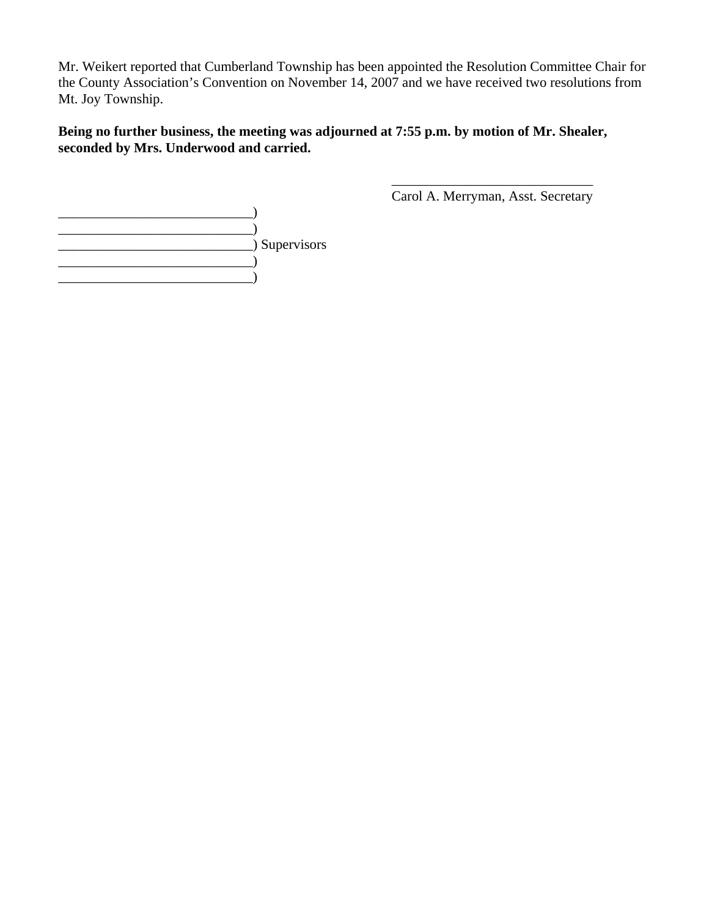Mr. Weikert reported that Cumberland Township has been appointed the Resolution Committee Chair for the County Association's Convention on November 14, 2007 and we have received two resolutions from Mt. Joy Township.

**Being no further business, the meeting was adjourned at 7:55 p.m. by motion of Mr. Shealer, seconded by Mrs. Underwood and carried.**

_____________________________
Carol A. Merryman, Asst. Secretary

_____________________________)
_____________________________)
_____________________________) Supervisors
_____________________________)
_____________________________)